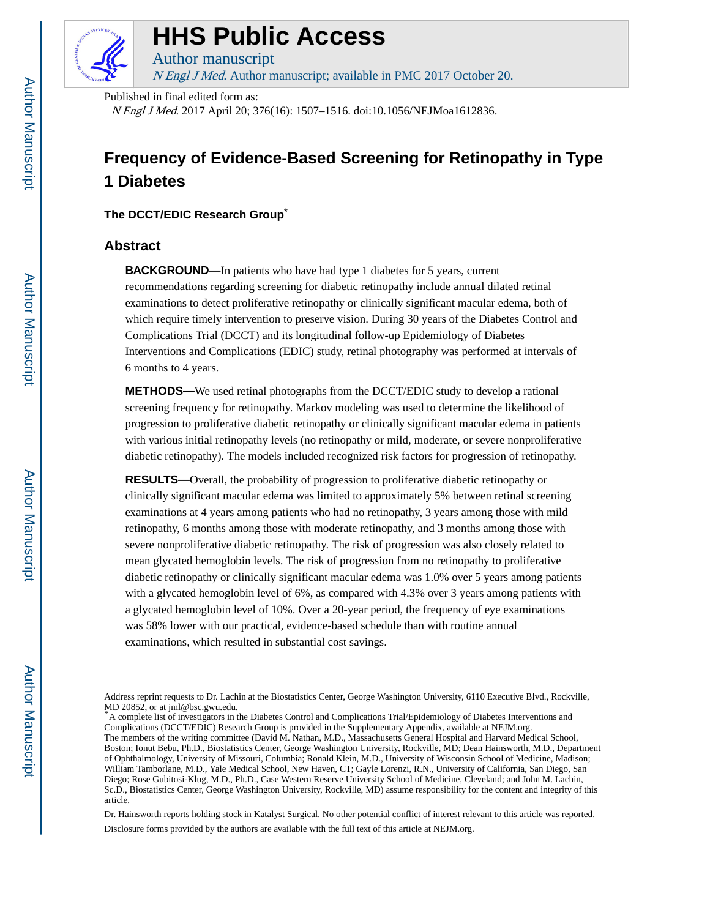# HHS Public Access

Author manuscript

*N Engl J Med*. Author manuscript; available in PMC 2017 October 20.

Published in final edited form as:

*N Engl J Med*. 2017 April 20; 376(16): 1507–1516. doi:10.1056/NEJMoa1612836.

# Frequency of Evidence-Based Screening for Retinopathy in Type 1 Diabetes

**The DCCT/EDIC Research Group***

## Abstract

**BACKGROUND—**In patients who have had type 1 diabetes for 5 years, current recommendations regarding screening for diabetic retinopathy include annual dilated retinal examinations to detect proliferative retinopathy or clinically significant macular edema, both of which require timely intervention to preserve vision. During 30 years of the Diabetes Control and Complications Trial (DCCT) and its longitudinal follow-up Epidemiology of Diabetes Interventions and Complications (EDIC) study, retinal photography was performed at intervals of 6 months to 4 years.

**METHODS—**We used retinal photographs from the DCCT/EDIC study to develop a rational screening frequency for retinopathy. Markov modeling was used to determine the likelihood of progression to proliferative diabetic retinopathy or clinically significant macular edema in patients with various initial retinopathy levels (no retinopathy or mild, moderate, or severe nonproliferative diabetic retinopathy). The models included recognized risk factors for progression of retinopathy.

**RESULTS—**Overall, the probability of progression to proliferative diabetic retinopathy or clinically significant macular edema was limited to approximately 5% between retinal screening examinations at 4 years among patients who had no retinopathy, 3 years among those with mild retinopathy, 6 months among those with moderate retinopathy, and 3 months among those with severe nonproliferative diabetic retinopathy. The risk of progression was also closely related to mean glycated hemoglobin levels. The risk of progression from no retinopathy to proliferative diabetic retinopathy or clinically significant macular edema was 1.0% over 5 years among patients with a glycated hemoglobin level of 6%, as compared with 4.3% over 3 years among patients with a glycated hemoglobin level of 10%. Over a 20-year period, the frequency of eye examinations was 58% lower with our practical, evidence-based schedule than with routine annual examinations, which resulted in substantial cost savings.

---

Address reprint requests to Dr. Lachin at the Biostatistics Center, George Washington University, 6110 Executive Blvd., Rockville, MD 20852, or at jml@bsc.gwu.edu.

*A complete list of investigators in the Diabetes Control and Complications Trial/Epidemiology of Diabetes Interventions and Complications (DCCT/EDIC) Research Group is provided in the Supplementary Appendix, available at NEJM.org.

The members of the writing committee (David M. Nathan, M.D., Massachusetts General Hospital and Harvard Medical School, Boston; Ionut Bebu, Ph.D., Biostatistics Center, George Washington University, Rockville, MD; Dean Hainsworth, M.D., Department of Ophthalmology, University of Missouri, Columbia; Ronald Klein, M.D., University of Wisconsin School of Medicine, Madison; William Tamborlane, M.D., Yale Medical School, New Haven, CT; Gayle Lorenzi, R.N., University of California, San Diego, San Diego; Rose Gubitosi-Klug, M.D., Ph.D., Case Western Reserve University School of Medicine, Cleveland; and John M. Lachin, Sc.D., Biostatistics Center, George Washington University, Rockville, MD) assume responsibility for the content and integrity of this article.

Dr. Hainsworth reports holding stock in Katalyst Surgical. No other potential conflict of interest relevant to this article was reported.

Disclosure forms provided by the authors are available with the full text of this article at NEJM.org.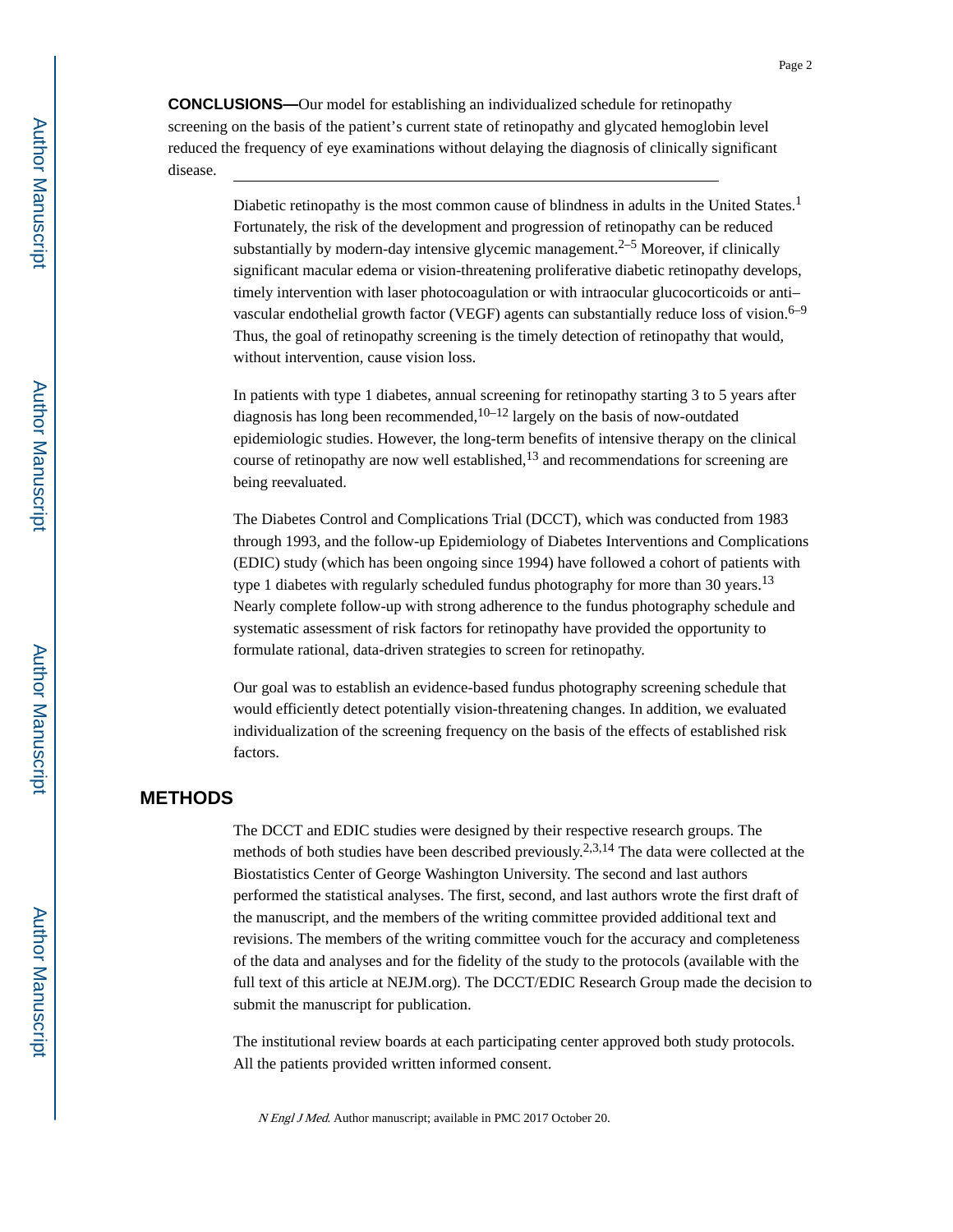**CONCLUSIONS—**Our model for establishing an individualized schedule for retinopathy screening on the basis of the patient's current state of retinopathy and glycated hemoglobin level reduced the frequency of eye examinations without delaying the diagnosis of clinically significant disease.

Diabetic retinopathy is the most common cause of blindness in adults in the United States.[1] Fortunately, the risk of the development and progression of retinopathy can be reduced substantially by modern-day intensive glycemic management.[2–5] Moreover, if clinically significant macular edema or vision-threatening proliferative diabetic retinopathy develops, timely intervention with laser photocoagulation or with intraocular glucocorticoids or anti–vascular endothelial growth factor (VEGF) agents can substantially reduce loss of vision.[6–9] Thus, the goal of retinopathy screening is the timely detection of retinopathy that would, without intervention, cause vision loss.

In patients with type 1 diabetes, annual screening for retinopathy starting 3 to 5 years after diagnosis has long been recommended,[10–12] largely on the basis of now-outdated epidemiologic studies. However, the long-term benefits of intensive therapy on the clinical course of retinopathy are now well established,[13] and recommendations for screening are being reevaluated.

The Diabetes Control and Complications Trial (DCCT), which was conducted from 1983 through 1993, and the follow-up Epidemiology of Diabetes Interventions and Complications (EDIC) study (which has been ongoing since 1994) have followed a cohort of patients with type 1 diabetes with regularly scheduled fundus photography for more than 30 years.[13] Nearly complete follow-up with strong adherence to the fundus photography schedule and systematic assessment of risk factors for retinopathy have provided the opportunity to formulate rational, data-driven strategies to screen for retinopathy.

Our goal was to establish an evidence-based fundus photography screening schedule that would efficiently detect potentially vision-threatening changes. In addition, we evaluated individualization of the screening frequency on the basis of the effects of established risk factors.

## METHODS

The DCCT and EDIC studies were designed by their respective research groups. The methods of both studies have been described previously.[2,3,14] The data were collected at the Biostatistics Center of George Washington University. The second and last authors performed the statistical analyses. The first, second, and last authors wrote the first draft of the manuscript, and the members of the writing committee provided additional text and revisions. The members of the writing committee vouch for the accuracy and completeness of the data and analyses and for the fidelity of the study to the protocols (available with the full text of this article at NEJM.org). The DCCT/EDIC Research Group made the decision to submit the manuscript for publication.

The institutional review boards at each participating center approved both study protocols. All the patients provided written informed consent.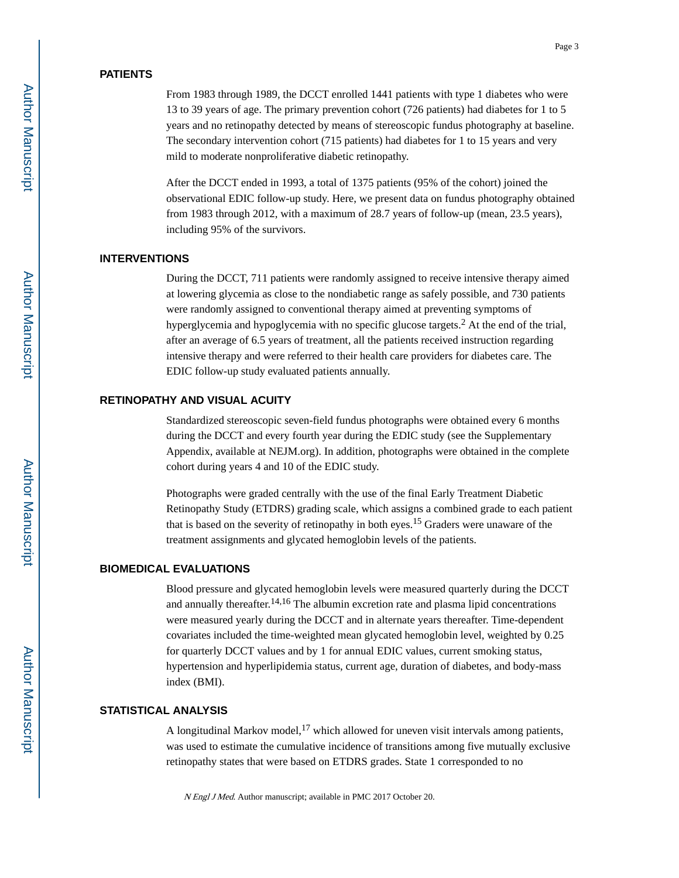## PATIENTS

From 1983 through 1989, the DCCT enrolled 1441 patients with type 1 diabetes who were 13 to 39 years of age. The primary prevention cohort (726 patients) had diabetes for 1 to 5 years and no retinopathy detected by means of stereoscopic fundus photography at baseline. The secondary intervention cohort (715 patients) had diabetes for 1 to 15 years and very mild to moderate nonproliferative diabetic retinopathy.

After the DCCT ended in 1993, a total of 1375 patients (95% of the cohort) joined the observational EDIC follow-up study. Here, we present data on fundus photography obtained from 1983 through 2012, with a maximum of 28.7 years of follow-up (mean, 23.5 years), including 95% of the survivors.

## INTERVENTIONS

During the DCCT, 711 patients were randomly assigned to receive intensive therapy aimed at lowering glycemia as close to the nondiabetic range as safely possible, and 730 patients were randomly assigned to conventional therapy aimed at preventing symptoms of hyperglycemia and hypoglycemia with no specific glucose targets.[2] At the end of the trial, after an average of 6.5 years of treatment, all the patients received instruction regarding intensive therapy and were referred to their health care providers for diabetes care. The EDIC follow-up study evaluated patients annually.

## RETINOPATHY AND VISUAL ACUITY

Standardized stereoscopic seven-field fundus photographs were obtained every 6 months during the DCCT and every fourth year during the EDIC study (see the Supplementary Appendix, available at NEJM.org). In addition, photographs were obtained in the complete cohort during years 4 and 10 of the EDIC study.

Photographs were graded centrally with the use of the final Early Treatment Diabetic Retinopathy Study (ETDRS) grading scale, which assigns a combined grade to each patient that is based on the severity of retinopathy in both eyes.[15] Graders were unaware of the treatment assignments and glycated hemoglobin levels of the patients.

## BIOMEDICAL EVALUATIONS

Blood pressure and glycated hemoglobin levels were measured quarterly during the DCCT and annually thereafter.[14,16] The albumin excretion rate and plasma lipid concentrations were measured yearly during the DCCT and in alternate years thereafter. Time-dependent covariates included the time-weighted mean glycated hemoglobin level, weighted by 0.25 for quarterly DCCT values and by 1 for annual EDIC values, current smoking status, hypertension and hyperlipidemia status, current age, duration of diabetes, and body-mass index (BMI).

## STATISTICAL ANALYSIS

A longitudinal Markov model,[17] which allowed for uneven visit intervals among patients, was used to estimate the cumulative incidence of transitions among five mutually exclusive retinopathy states that were based on ETDRS grades. State 1 corresponded to no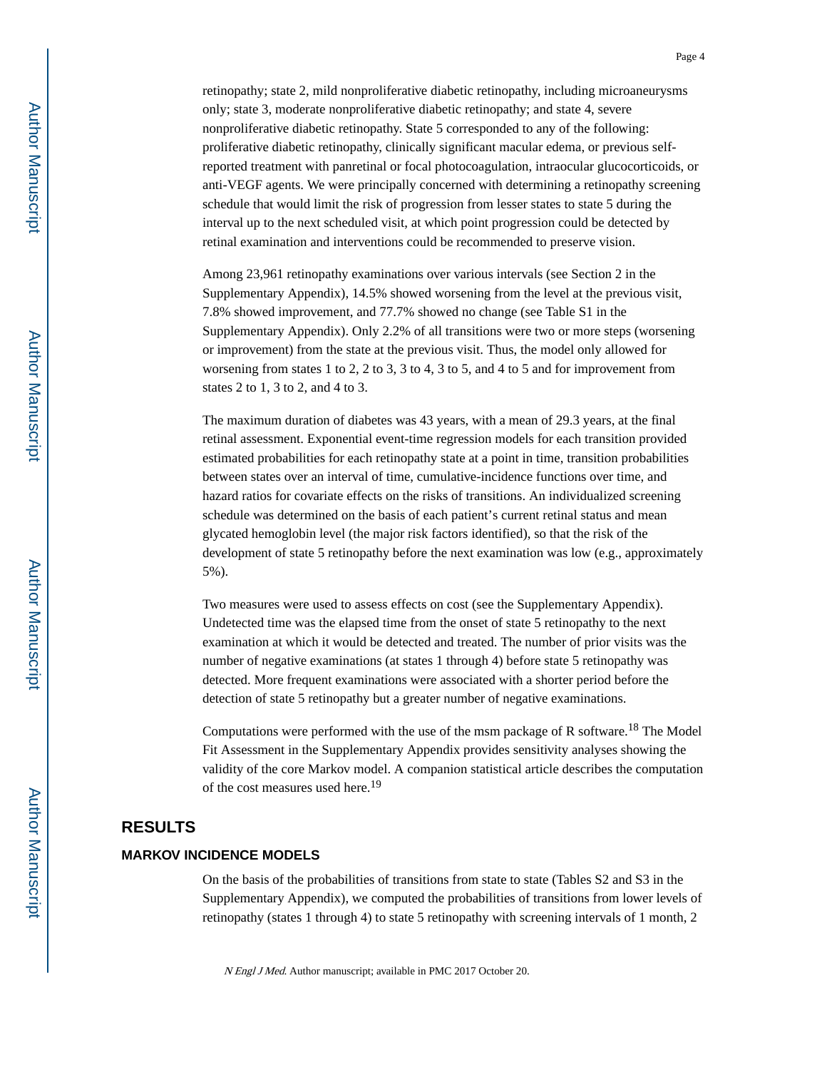retinopathy; state 2, mild nonproliferative diabetic retinopathy, including microaneurysms only; state 3, moderate nonproliferative diabetic retinopathy; and state 4, severe nonproliferative diabetic retinopathy. State 5 corresponded to any of the following: proliferative diabetic retinopathy, clinically significant macular edema, or previous self-reported treatment with panretinal or focal photocoagulation, intraocular glucocorticoids, or anti-VEGF agents. We were principally concerned with determining a retinopathy screening schedule that would limit the risk of progression from lesser states to state 5 during the interval up to the next scheduled visit, at which point progression could be detected by retinal examination and interventions could be recommended to preserve vision.

Among 23,961 retinopathy examinations over various intervals (see Section 2 in the Supplementary Appendix), 14.5% showed worsening from the level at the previous visit, 7.8% showed improvement, and 77.7% showed no change (see Table S1 in the Supplementary Appendix). Only 2.2% of all transitions were two or more steps (worsening or improvement) from the state at the previous visit. Thus, the model only allowed for worsening from states 1 to 2, 2 to 3, 3 to 4, 3 to 5, and 4 to 5 and for improvement from states 2 to 1, 3 to 2, and 4 to 3.

The maximum duration of diabetes was 43 years, with a mean of 29.3 years, at the final retinal assessment. Exponential event-time regression models for each transition provided estimated probabilities for each retinopathy state at a point in time, transition probabilities between states over an interval of time, cumulative-incidence functions over time, and hazard ratios for covariate effects on the risks of transitions. An individualized screening schedule was determined on the basis of each patient's current retinal status and mean glycated hemoglobin level (the major risk factors identified), so that the risk of the development of state 5 retinopathy before the next examination was low (e.g., approximately 5%).

Two measures were used to assess effects on cost (see the Supplementary Appendix). Undetected time was the elapsed time from the onset of state 5 retinopathy to the next examination at which it would be detected and treated. The number of prior visits was the number of negative examinations (at states 1 through 4) before state 5 retinopathy was detected. More frequent examinations were associated with a shorter period before the detection of state 5 retinopathy but a greater number of negative examinations.

Computations were performed with the use of the msm package of R software.[18] The Model Fit Assessment in the Supplementary Appendix provides sensitivity analyses showing the validity of the core Markov model. A companion statistical article describes the computation of the cost measures used here.[19]

## RESULTS

### MARKOV INCIDENCE MODELS

On the basis of the probabilities of transitions from state to state (Tables S2 and S3 in the Supplementary Appendix), we computed the probabilities of transitions from lower levels of retinopathy (states 1 through 4) to state 5 retinopathy with screening intervals of 1 month, 2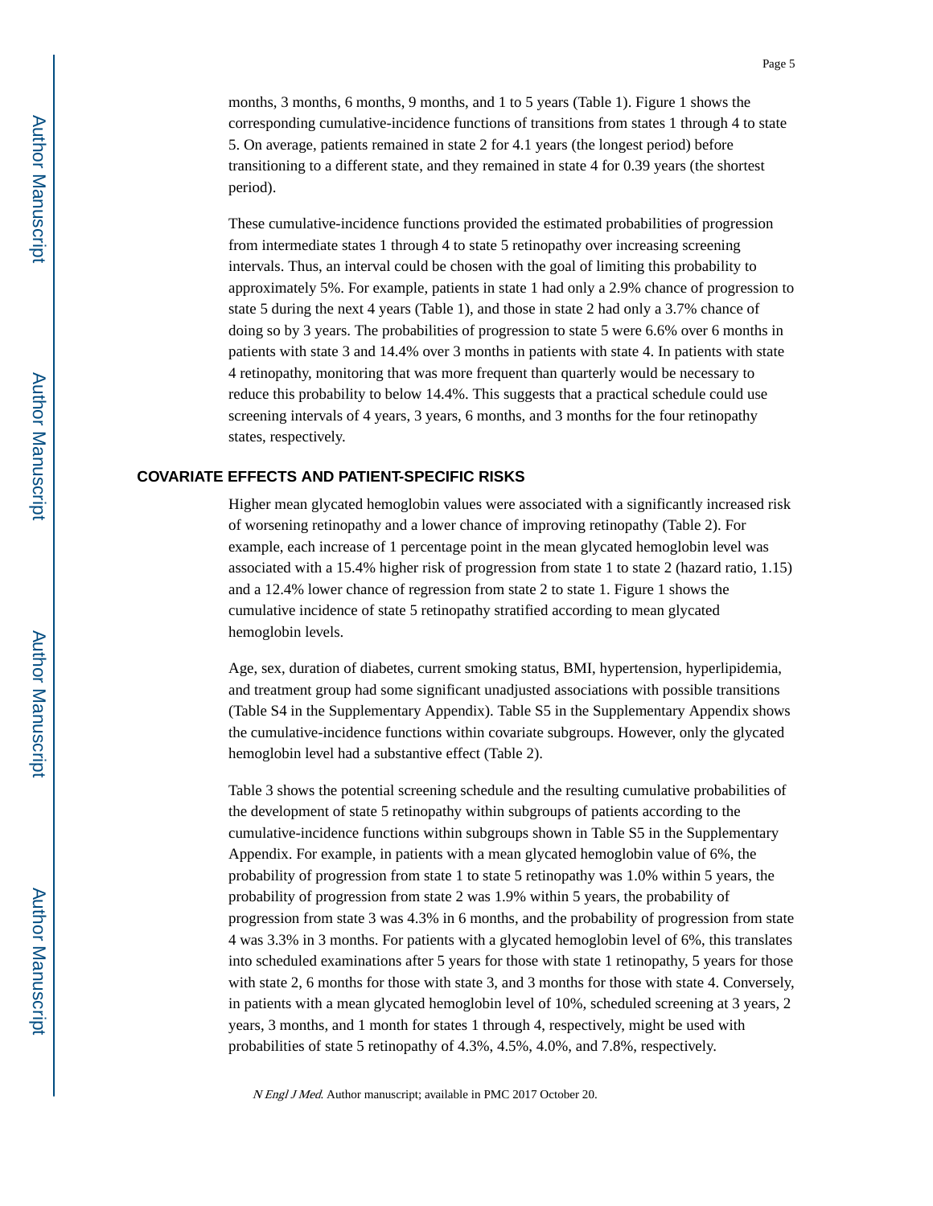months, 3 months, 6 months, 9 months, and 1 to 5 years (Table 1). Figure 1 shows the corresponding cumulative-incidence functions of transitions from states 1 through 4 to state 5. On average, patients remained in state 2 for 4.1 years (the longest period) before transitioning to a different state, and they remained in state 4 for 0.39 years (the shortest period).

These cumulative-incidence functions provided the estimated probabilities of progression from intermediate states 1 through 4 to state 5 retinopathy over increasing screening intervals. Thus, an interval could be chosen with the goal of limiting this probability to approximately 5%. For example, patients in state 1 had only a 2.9% chance of progression to state 5 during the next 4 years (Table 1), and those in state 2 had only a 3.7% chance of doing so by 3 years. The probabilities of progression to state 5 were 6.6% over 6 months in patients with state 3 and 14.4% over 3 months in patients with state 4. In patients with state 4 retinopathy, monitoring that was more frequent than quarterly would be necessary to reduce this probability to below 14.4%. This suggests that a practical schedule could use screening intervals of 4 years, 3 years, 6 months, and 3 months for the four retinopathy states, respectively.

## COVARIATE EFFECTS AND PATIENT-SPECIFIC RISKS

Higher mean glycated hemoglobin values were associated with a significantly increased risk of worsening retinopathy and a lower chance of improving retinopathy (Table 2). For example, each increase of 1 percentage point in the mean glycated hemoglobin level was associated with a 15.4% higher risk of progression from state 1 to state 2 (hazard ratio, 1.15) and a 12.4% lower chance of regression from state 2 to state 1. Figure 1 shows the cumulative incidence of state 5 retinopathy stratified according to mean glycated hemoglobin levels.

Age, sex, duration of diabetes, current smoking status, BMI, hypertension, hyperlipidemia, and treatment group had some significant unadjusted associations with possible transitions (Table S4 in the Supplementary Appendix). Table S5 in the Supplementary Appendix shows the cumulative-incidence functions within covariate subgroups. However, only the glycated hemoglobin level had a substantive effect (Table 2).

Table 3 shows the potential screening schedule and the resulting cumulative probabilities of the development of state 5 retinopathy within subgroups of patients according to the cumulative-incidence functions within subgroups shown in Table S5 in the Supplementary Appendix. For example, in patients with a mean glycated hemoglobin value of 6%, the probability of progression from state 1 to state 5 retinopathy was 1.0% within 5 years, the probability of progression from state 2 was 1.9% within 5 years, the probability of progression from state 3 was 4.3% in 6 months, and the probability of progression from state 4 was 3.3% in 3 months. For patients with a glycated hemoglobin level of 6%, this translates into scheduled examinations after 5 years for those with state 1 retinopathy, 5 years for those with state 2, 6 months for those with state 3, and 3 months for those with state 4. Conversely, in patients with a mean glycated hemoglobin level of 10%, scheduled screening at 3 years, 2 years, 3 months, and 1 month for states 1 through 4, respectively, might be used with probabilities of state 5 retinopathy of 4.3%, 4.5%, 4.0%, and 7.8%, respectively.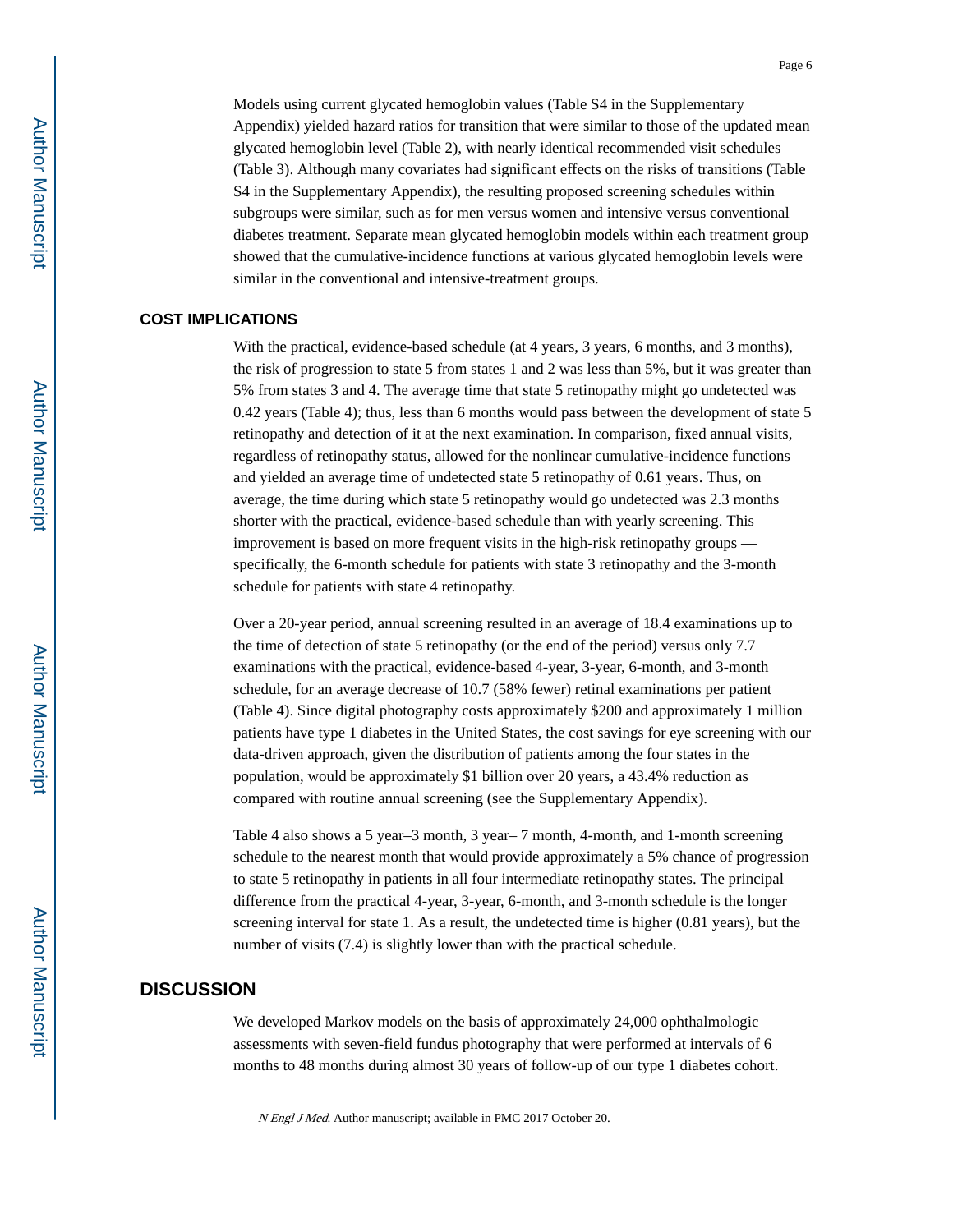Models using current glycated hemoglobin values (Table S4 in the Supplementary Appendix) yielded hazard ratios for transition that were similar to those of the updated mean glycated hemoglobin level (Table 2), with nearly identical recommended visit schedules (Table 3). Although many covariates had significant effects on the risks of transitions (Table S4 in the Supplementary Appendix), the resulting proposed screening schedules within subgroups were similar, such as for men versus women and intensive versus conventional diabetes treatment. Separate mean glycated hemoglobin models within each treatment group showed that the cumulative-incidence functions at various glycated hemoglobin levels were similar in the conventional and intensive-treatment groups.

## COST IMPLICATIONS

With the practical, evidence-based schedule (at 4 years, 3 years, 6 months, and 3 months), the risk of progression to state 5 from states 1 and 2 was less than 5%, but it was greater than 5% from states 3 and 4. The average time that state 5 retinopathy might go undetected was 0.42 years (Table 4); thus, less than 6 months would pass between the development of state 5 retinopathy and detection of it at the next examination. In comparison, fixed annual visits, regardless of retinopathy status, allowed for the nonlinear cumulative-incidence functions and yielded an average time of undetected state 5 retinopathy of 0.61 years. Thus, on average, the time during which state 5 retinopathy would go undetected was 2.3 months shorter with the practical, evidence-based schedule than with yearly screening. This improvement is based on more frequent visits in the high-risk retinopathy groups — specifically, the 6-month schedule for patients with state 3 retinopathy and the 3-month schedule for patients with state 4 retinopathy.

Over a 20-year period, annual screening resulted in an average of 18.4 examinations up to the time of detection of state 5 retinopathy (or the end of the period) versus only 7.7 examinations with the practical, evidence-based 4-year, 3-year, 6-month, and 3-month schedule, for an average decrease of 10.7 (58% fewer) retinal examinations per patient (Table 4). Since digital photography costs approximately $200 and approximately 1 million patients have type 1 diabetes in the United States, the cost savings for eye screening with our data-driven approach, given the distribution of patients among the four states in the population, would be approximately $1 billion over 20 years, a 43.4% reduction as compared with routine annual screening (see the Supplementary Appendix).

Table 4 also shows a 5 year–3 month, 3 year– 7 month, 4-month, and 1-month screening schedule to the nearest month that would provide approximately a 5% chance of progression to state 5 retinopathy in patients in all four intermediate retinopathy states. The principal difference from the practical 4-year, 3-year, 6-month, and 3-month schedule is the longer screening interval for state 1. As a result, the undetected time is higher (0.81 years), but the number of visits (7.4) is slightly lower than with the practical schedule.

## DISCUSSION

We developed Markov models on the basis of approximately 24,000 ophthalmologic assessments with seven-field fundus photography that were performed at intervals of 6 months to 48 months during almost 30 years of follow-up of our type 1 diabetes cohort.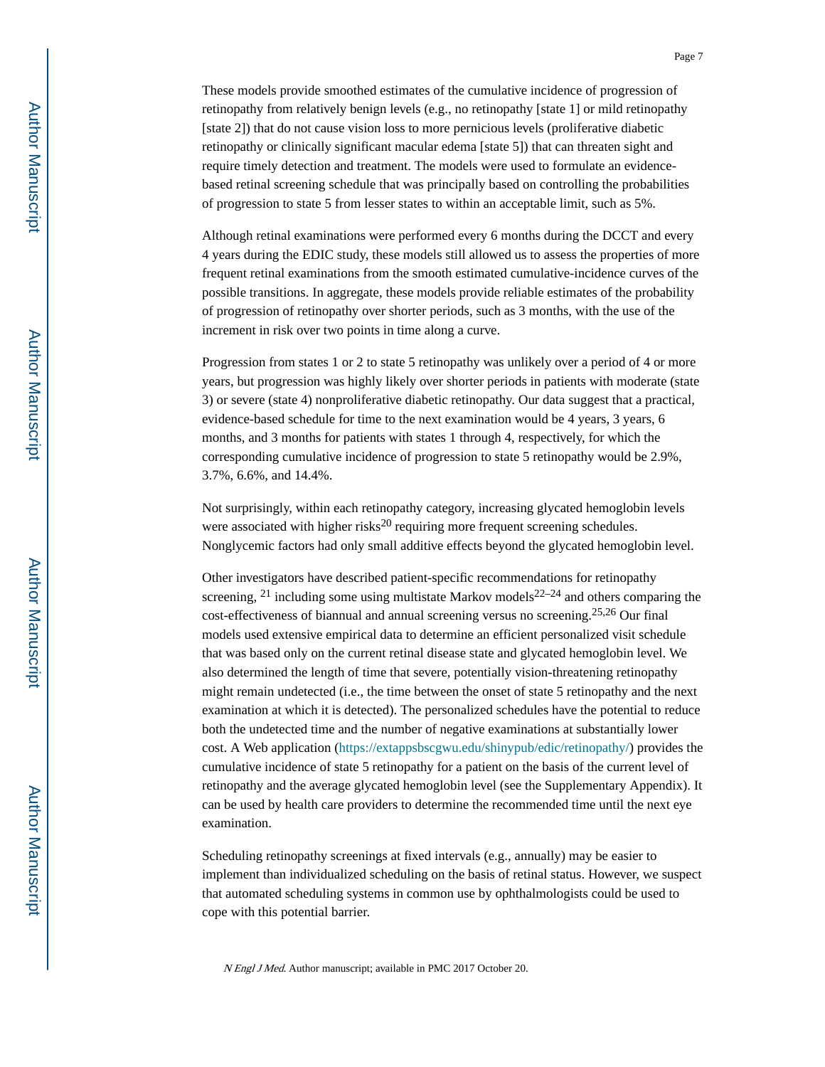These models provide smoothed estimates of the cumulative incidence of progression of retinopathy from relatively benign levels (e.g., no retinopathy [state 1] or mild retinopathy [state 2]) that do not cause vision loss to more pernicious levels (proliferative diabetic retinopathy or clinically significant macular edema [state 5]) that can threaten sight and require timely detection and treatment. The models were used to formulate an evidence-based retinal screening schedule that was principally based on controlling the probabilities of progression to state 5 from lesser states to within an acceptable limit, such as 5%.

Although retinal examinations were performed every 6 months during the DCCT and every 4 years during the EDIC study, these models still allowed us to assess the properties of more frequent retinal examinations from the smooth estimated cumulative-incidence curves of the possible transitions. In aggregate, these models provide reliable estimates of the probability of progression of retinopathy over shorter periods, such as 3 months, with the use of the increment in risk over two points in time along a curve.

Progression from states 1 or 2 to state 5 retinopathy was unlikely over a period of 4 or more years, but progression was highly likely over shorter periods in patients with moderate (state 3) or severe (state 4) nonproliferative diabetic retinopathy. Our data suggest that a practical, evidence-based schedule for time to the next examination would be 4 years, 3 years, 6 months, and 3 months for patients with states 1 through 4, respectively, for which the corresponding cumulative incidence of progression to state 5 retinopathy would be 2.9%, 3.7%, 6.6%, and 14.4%.

Not surprisingly, within each retinopathy category, increasing glycated hemoglobin levels were associated with higher risks[20] requiring more frequent screening schedules. Nonglycemic factors had only small additive effects beyond the glycated hemoglobin level.

Other investigators have described patient-specific recommendations for retinopathy screening, [21] including some using multistate Markov models[22–24] and others comparing the cost-effectiveness of biannual and annual screening versus no screening.[25,26] Our final models used extensive empirical data to determine an efficient personalized visit schedule that was based only on the current retinal disease state and glycated hemoglobin level. We also determined the length of time that severe, potentially vision-threatening retinopathy might remain undetected (i.e., the time between the onset of state 5 retinopathy and the next examination at which it is detected). The personalized schedules have the potential to reduce both the undetected time and the number of negative examinations at substantially lower cost. A Web application (https://extappsbscgwu.edu/shinypub/edic/retinopathy/) provides the cumulative incidence of state 5 retinopathy for a patient on the basis of the current level of retinopathy and the average glycated hemoglobin level (see the Supplementary Appendix). It can be used by health care providers to determine the recommended time until the next eye examination.

Scheduling retinopathy screenings at fixed intervals (e.g., annually) may be easier to implement than individualized scheduling on the basis of retinal status. However, we suspect that automated scheduling systems in common use by ophthalmologists could be used to cope with this potential barrier.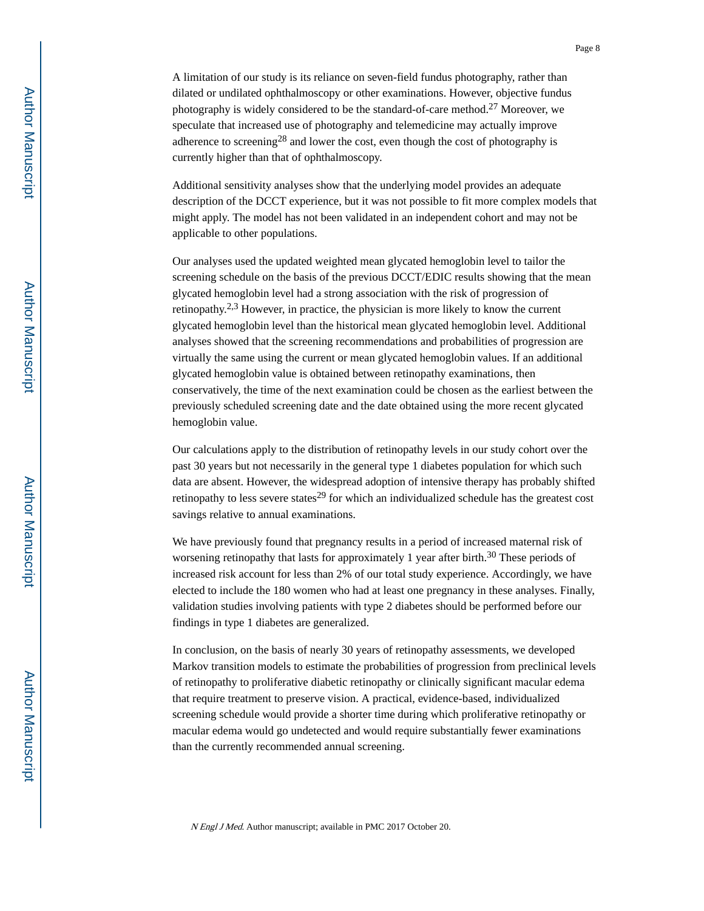A limitation of our study is its reliance on seven-field fundus photography, rather than dilated or undilated ophthalmoscopy or other examinations. However, objective fundus photography is widely considered to be the standard-of-care method.[27] Moreover, we speculate that increased use of photography and telemedicine may actually improve adherence to screening[28] and lower the cost, even though the cost of photography is currently higher than that of ophthalmoscopy.

Additional sensitivity analyses show that the underlying model provides an adequate description of the DCCT experience, but it was not possible to fit more complex models that might apply. The model has not been validated in an independent cohort and may not be applicable to other populations.

Our analyses used the updated weighted mean glycated hemoglobin level to tailor the screening schedule on the basis of the previous DCCT/EDIC results showing that the mean glycated hemoglobin level had a strong association with the risk of progression of retinopathy.[2,3] However, in practice, the physician is more likely to know the current glycated hemoglobin level than the historical mean glycated hemoglobin level. Additional analyses showed that the screening recommendations and probabilities of progression are virtually the same using the current or mean glycated hemoglobin values. If an additional glycated hemoglobin value is obtained between retinopathy examinations, then conservatively, the time of the next examination could be chosen as the earliest between the previously scheduled screening date and the date obtained using the more recent glycated hemoglobin value.

Our calculations apply to the distribution of retinopathy levels in our study cohort over the past 30 years but not necessarily in the general type 1 diabetes population for which such data are absent. However, the widespread adoption of intensive therapy has probably shifted retinopathy to less severe states[29] for which an individualized schedule has the greatest cost savings relative to annual examinations.

We have previously found that pregnancy results in a period of increased maternal risk of worsening retinopathy that lasts for approximately 1 year after birth.[30] These periods of increased risk account for less than 2% of our total study experience. Accordingly, we have elected to include the 180 women who had at least one pregnancy in these analyses. Finally, validation studies involving patients with type 2 diabetes should be performed before our findings in type 1 diabetes are generalized.

In conclusion, on the basis of nearly 30 years of retinopathy assessments, we developed Markov transition models to estimate the probabilities of progression from preclinical levels of retinopathy to proliferative diabetic retinopathy or clinically significant macular edema that require treatment to preserve vision. A practical, evidence-based, individualized screening schedule would provide a shorter time during which proliferative retinopathy or macular edema would go undetected and would require substantially fewer examinations than the currently recommended annual screening.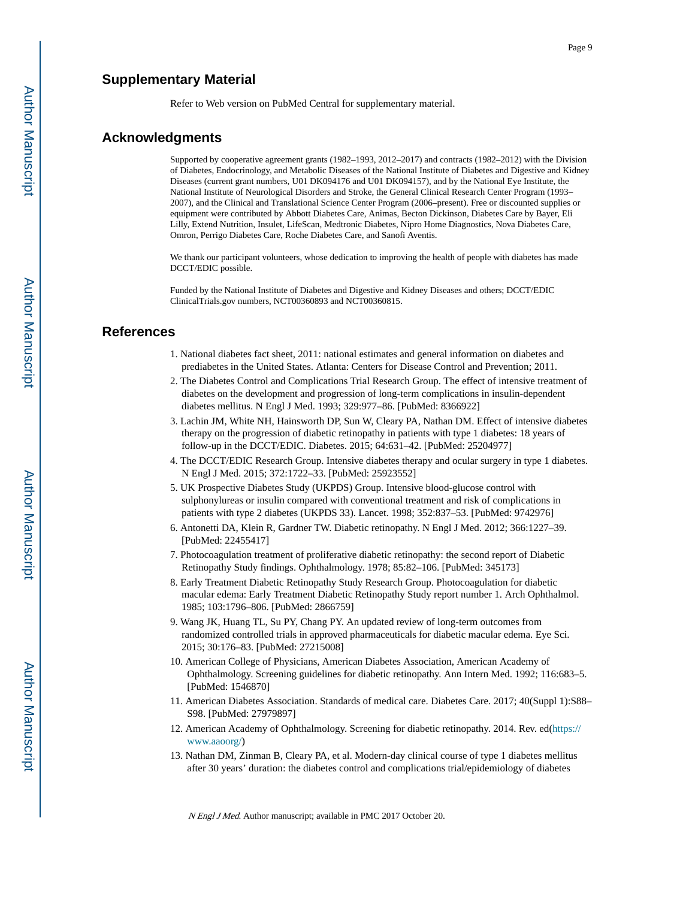## Supplementary Material

Refer to Web version on PubMed Central for supplementary material.

## Acknowledgments

Supported by cooperative agreement grants (1982–1993, 2012–2017) and contracts (1982–2012) with the Division of Diabetes, Endocrinology, and Metabolic Diseases of the National Institute of Diabetes and Digestive and Kidney Diseases (current grant numbers, U01 DK094176 and U01 DK094157), and by the National Eye Institute, the National Institute of Neurological Disorders and Stroke, the General Clinical Research Center Program (1993–2007), and the Clinical and Translational Science Center Program (2006–present). Free or discounted supplies or equipment were contributed by Abbott Diabetes Care, Animas, Becton Dickinson, Diabetes Care by Bayer, Eli Lilly, Extend Nutrition, Insulet, LifeScan, Medtronic Diabetes, Nipro Home Diagnostics, Nova Diabetes Care, Omron, Perrigo Diabetes Care, Roche Diabetes Care, and Sanofi Aventis.

We thank our participant volunteers, whose dedication to improving the health of people with diabetes has made DCCT/EDIC possible.

Funded by the National Institute of Diabetes and Digestive and Kidney Diseases and others; DCCT/EDIC ClinicalTrials.gov numbers, NCT00360893 and NCT00360815.

## References

1. National diabetes fact sheet, 2011: national estimates and general information on diabetes and prediabetes in the United States. Atlanta: Centers for Disease Control and Prevention; 2011.
2. The Diabetes Control and Complications Trial Research Group. The effect of intensive treatment of diabetes on the development and progression of long-term complications in insulin-dependent diabetes mellitus. N Engl J Med. 1993; 329:977–86. [PubMed: 8366922]
3. Lachin JM, White NH, Hainsworth DP, Sun W, Cleary PA, Nathan DM. Effect of intensive diabetes therapy on the progression of diabetic retinopathy in patients with type 1 diabetes: 18 years of follow-up in the DCCT/EDIC. Diabetes. 2015; 64:631–42. [PubMed: 25204977]
4. The DCCT/EDIC Research Group. Intensive diabetes therapy and ocular surgery in type 1 diabetes. N Engl J Med. 2015; 372:1722–33. [PubMed: 25923552]
5. UK Prospective Diabetes Study (UKPDS) Group. Intensive blood-glucose control with sulphonylureas or insulin compared with conventional treatment and risk of complications in patients with type 2 diabetes (UKPDS 33). Lancet. 1998; 352:837–53. [PubMed: 9742976]
6. Antonetti DA, Klein R, Gardner TW. Diabetic retinopathy. N Engl J Med. 2012; 366:1227–39. [PubMed: 22455417]
7. Photocoagulation treatment of proliferative diabetic retinopathy: the second report of Diabetic Retinopathy Study findings. Ophthalmology. 1978; 85:82–106. [PubMed: 345173]
8. Early Treatment Diabetic Retinopathy Study Research Group. Photocoagulation for diabetic macular edema: Early Treatment Diabetic Retinopathy Study report number 1. Arch Ophthalmol. 1985; 103:1796–806. [PubMed: 2866759]
9. Wang JK, Huang TL, Su PY, Chang PY. An updated review of long-term outcomes from randomized controlled trials in approved pharmaceuticals for diabetic macular edema. Eye Sci. 2015; 30:176–83. [PubMed: 27215008]
10. American College of Physicians, American Diabetes Association, American Academy of Ophthalmology. Screening guidelines for diabetic retinopathy. Ann Intern Med. 1992; 116:683–5. [PubMed: 1546870]
11. American Diabetes Association. Standards of medical care. Diabetes Care. 2017; 40(Suppl 1):S88–S98. [PubMed: 27979897]
12. American Academy of Ophthalmology. Screening for diabetic retinopathy. 2014. Rev. ed(https://www.aaoorg/)
13. Nathan DM, Zinman B, Cleary PA, et al. Modern-day clinical course of type 1 diabetes mellitus after 30 years' duration: the diabetes control and complications trial/epidemiology of diabetes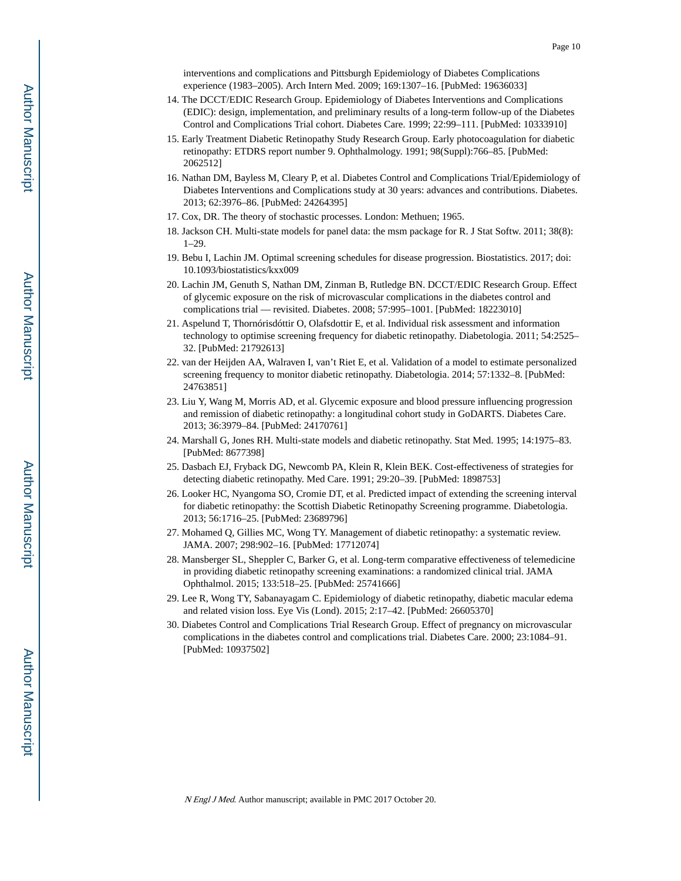interventions and complications and Pittsburgh Epidemiology of Diabetes Complications experience (1983–2005). Arch Intern Med. 2009; 169:1307–16. [PubMed: 19636033]

14. The DCCT/EDIC Research Group. Epidemiology of Diabetes Interventions and Complications (EDIC): design, implementation, and preliminary results of a long-term follow-up of the Diabetes Control and Complications Trial cohort. Diabetes Care. 1999; 22:99–111. [PubMed: 10333910]
15. Early Treatment Diabetic Retinopathy Study Research Group. Early photocoagulation for diabetic retinopathy: ETDRS report number 9. Ophthalmology. 1991; 98(Suppl):766–85. [PubMed: 2062512]
16. Nathan DM, Bayless M, Cleary P, et al. Diabetes Control and Complications Trial/Epidemiology of Diabetes Interventions and Complications study at 30 years: advances and contributions. Diabetes. 2013; 62:3976–86. [PubMed: 24264395]
17. Cox, DR. The theory of stochastic processes. London: Methuen; 1965.
18. Jackson CH. Multi-state models for panel data: the msm package for R. J Stat Softw. 2011; 38(8): 1–29.
19. Bebu I, Lachin JM. Optimal screening schedules for disease progression. Biostatistics. 2017; doi: 10.1093/biostatistics/kxx009
20. Lachin JM, Genuth S, Nathan DM, Zinman B, Rutledge BN. DCCT/EDIC Research Group. Effect of glycemic exposure on the risk of microvascular complications in the diabetes control and complications trial — revisited. Diabetes. 2008; 57:995–1001. [PubMed: 18223010]
21. Aspelund T, Thornórisdóttir O, Olafsdottir E, et al. Individual risk assessment and information technology to optimise screening frequency for diabetic retinopathy. Diabetologia. 2011; 54:2525–32. [PubMed: 21792613]
22. van der Heijden AA, Walraven I, van't Riet E, et al. Validation of a model to estimate personalized screening frequency to monitor diabetic retinopathy. Diabetologia. 2014; 57:1332–8. [PubMed: 24763851]
23. Liu Y, Wang M, Morris AD, et al. Glycemic exposure and blood pressure influencing progression and remission of diabetic retinopathy: a longitudinal cohort study in GoDARTS. Diabetes Care. 2013; 36:3979–84. [PubMed: 24170761]
24. Marshall G, Jones RH. Multi-state models and diabetic retinopathy. Stat Med. 1995; 14:1975–83. [PubMed: 8677398]
25. Dasbach EJ, Fryback DG, Newcomb PA, Klein R, Klein BEK. Cost-effectiveness of strategies for detecting diabetic retinopathy. Med Care. 1991; 29:20–39. [PubMed: 1898753]
26. Looker HC, Nyangoma SO, Cromie DT, et al. Predicted impact of extending the screening interval for diabetic retinopathy: the Scottish Diabetic Retinopathy Screening programme. Diabetologia. 2013; 56:1716–25. [PubMed: 23689796]
27. Mohamed Q, Gillies MC, Wong TY. Management of diabetic retinopathy: a systematic review. JAMA. 2007; 298:902–16. [PubMed: 17712074]
28. Mansberger SL, Sheppler C, Barker G, et al. Long-term comparative effectiveness of telemedicine in providing diabetic retinopathy screening examinations: a randomized clinical trial. JAMA Ophthalmol. 2015; 133:518–25. [PubMed: 25741666]
29. Lee R, Wong TY, Sabanayagam C. Epidemiology of diabetic retinopathy, diabetic macular edema and related vision loss. Eye Vis (Lond). 2015; 2:17–42. [PubMed: 26605370]
30. Diabetes Control and Complications Trial Research Group. Effect of pregnancy on microvascular complications in the diabetes control and complications trial. Diabetes Care. 2000; 23:1084–91. [PubMed: 10937502]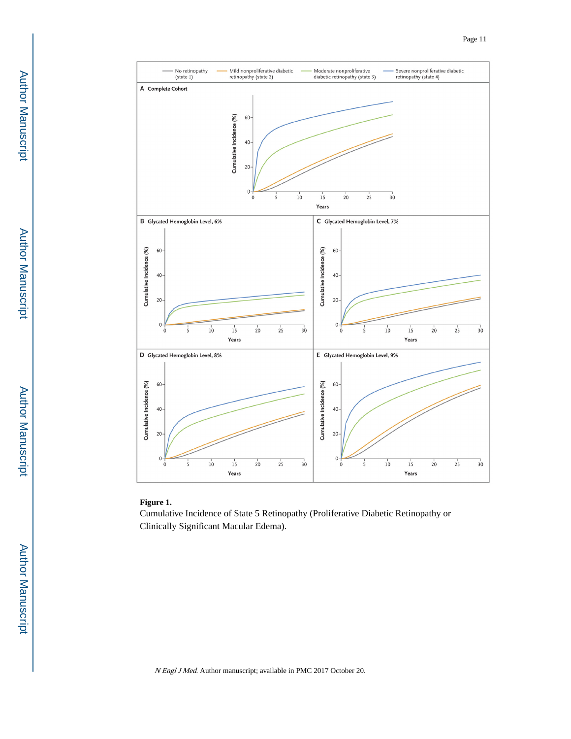**Figure 1.**

Cumulative Incidence of State 5 Retinopathy (Proliferative Diabetic Retinopathy or Clinically Significant Macular Edema).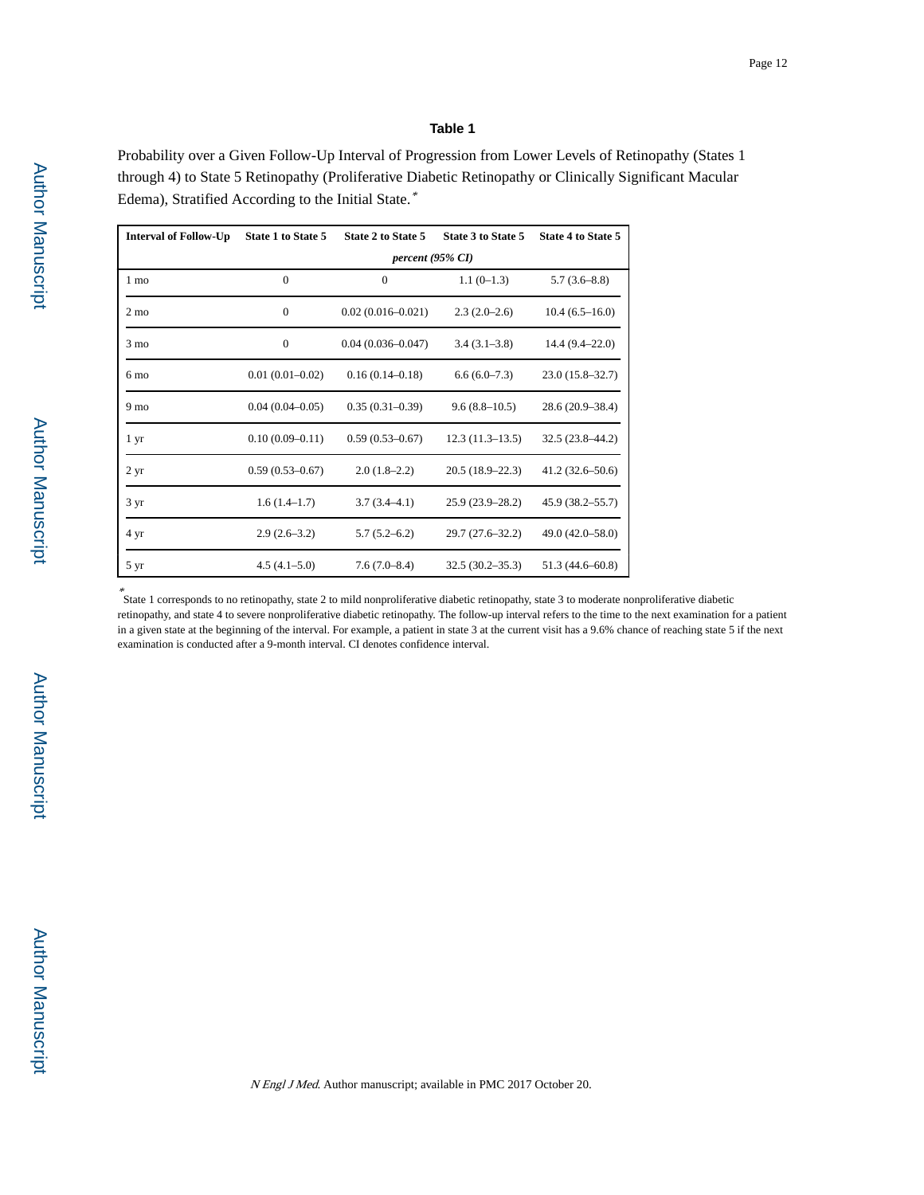### Table 1

Probability over a Given Follow-Up Interval of Progression from Lower Levels of Retinopathy (States 1 through 4) to State 5 Retinopathy (Proliferative Diabetic Retinopathy or Clinically Significant Macular Edema), Stratified According to the Initial State.*

| Interval of Follow-Up | State 1 to State 5 | State 2 to State 5 | State 3 to State 5 | State 4 to State 5 |
|---|---|---|---|---|
| | *percent (95% CI)* | | | |
| 1 mo | 0 | 0 | 1.1 (0–1.3) | 5.7 (3.6–8.8) |
| 2 mo | 0 | 0.02 (0.016–0.021) | 2.3 (2.0–2.6) | 10.4 (6.5–16.0) |
| 3 mo | 0 | 0.04 (0.036–0.047) | 3.4 (3.1–3.8) | 14.4 (9.4–22.0) |
| 6 mo | 0.01 (0.01–0.02) | 0.16 (0.14–0.18) | 6.6 (6.0–7.3) | 23.0 (15.8–32.7) |
| 9 mo | 0.04 (0.04–0.05) | 0.35 (0.31–0.39) | 9.6 (8.8–10.5) | 28.6 (20.9–38.4) |
| 1 yr | 0.10 (0.09–0.11) | 0.59 (0.53–0.67) | 12.3 (11.3–13.5) | 32.5 (23.8–44.2) |
| 2 yr | 0.59 (0.53–0.67) | 2.0 (1.8–2.2) | 20.5 (18.9–22.3) | 41.2 (32.6–50.6) |
| 3 yr | 1.6 (1.4–1.7) | 3.7 (3.4–4.1) | 25.9 (23.9–28.2) | 45.9 (38.2–55.7) |
| 4 yr | 2.9 (2.6–3.2) | 5.7 (5.2–6.2) | 29.7 (27.6–32.2) | 49.0 (42.0–58.0) |
| 5 yr | 4.5 (4.1–5.0) | 7.6 (7.0–8.4) | 32.5 (30.2–35.3) | 51.3 (44.6–60.8) |

*State 1 corresponds to no retinopathy, state 2 to mild nonproliferative diabetic retinopathy, state 3 to moderate nonproliferative diabetic retinopathy, and state 4 to severe nonproliferative diabetic retinopathy. The follow-up interval refers to the time to the next examination for a patient in a given state at the beginning of the interval. For example, a patient in state 3 at the current visit has a 9.6% chance of reaching state 5 if the next examination is conducted after a 9-month interval. CI denotes confidence interval.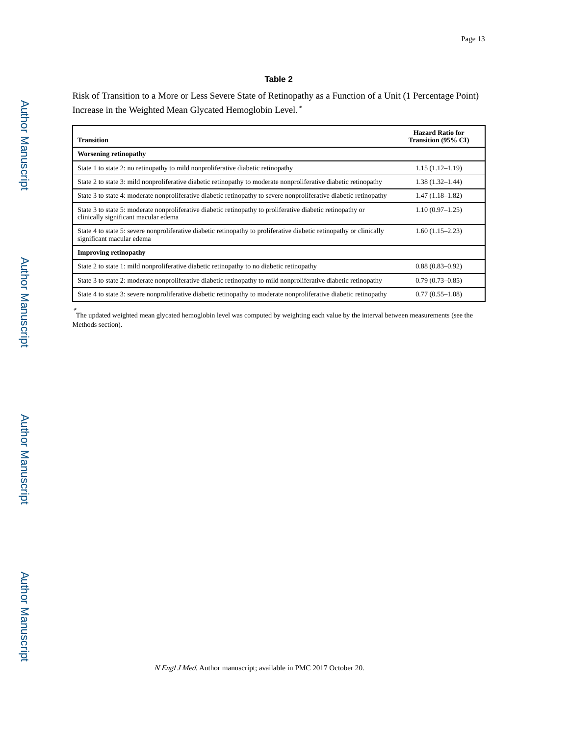## Table 2

Risk of Transition to a More or Less Severe State of Retinopathy as a Function of a Unit (1 Percentage Point) Increase in the Weighted Mean Glycated Hemoglobin Level.*

| Transition | Hazard Ratio for Transition (95% CI) |
|---|---|
| **Worsening retinopathy** | |
| State 1 to state 2: no retinopathy to mild nonproliferative diabetic retinopathy | 1.15 (1.12–1.19) |
| State 2 to state 3: mild nonproliferative diabetic retinopathy to moderate nonproliferative diabetic retinopathy | 1.38 (1.32–1.44) |
| State 3 to state 4: moderate nonproliferative diabetic retinopathy to severe nonproliferative diabetic retinopathy | 1.47 (1.18–1.82) |
| State 3 to state 5: moderate nonproliferative diabetic retinopathy to proliferative diabetic retinopathy or clinically significant macular edema | 1.10 (0.97–1.25) |
| State 4 to state 5: severe nonproliferative diabetic retinopathy to proliferative diabetic retinopathy or clinically significant macular edema | 1.60 (1.15–2.23) |
| **Improving retinopathy** | |
| State 2 to state 1: mild nonproliferative diabetic retinopathy to no diabetic retinopathy | 0.88 (0.83–0.92) |
| State 3 to state 2: moderate nonproliferative diabetic retinopathy to mild nonproliferative diabetic retinopathy | 0.79 (0.73–0.85) |
| State 4 to state 3: severe nonproliferative diabetic retinopathy to moderate nonproliferative diabetic retinopathy | 0.77 (0.55–1.08) |

*The updated weighted mean glycated hemoglobin level was computed by weighting each value by the interval between measurements (see the Methods section).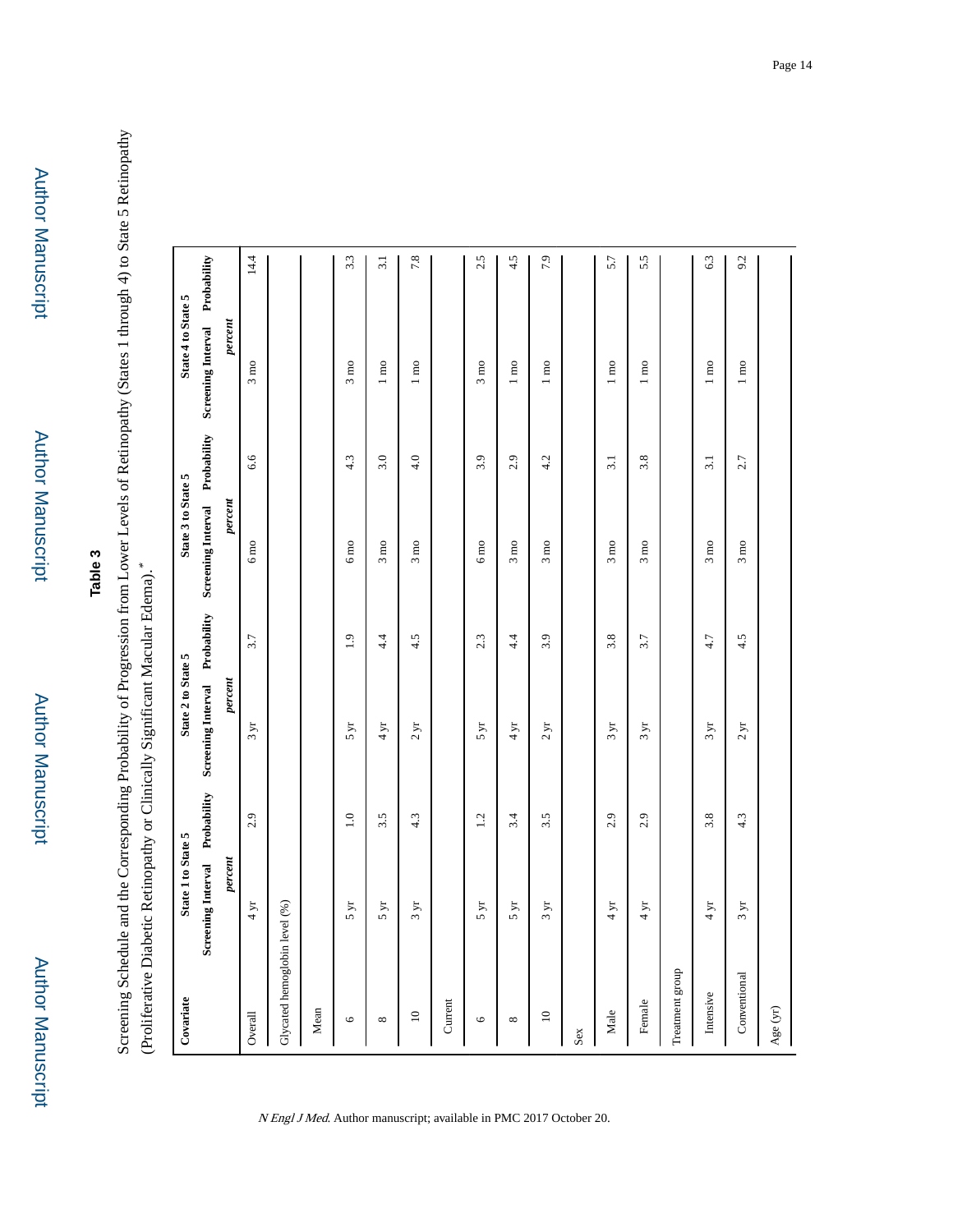## Table 3

Screening Schedule and the Corresponding Probability of Progression from Lower Levels of Retinopathy (States 1 through 4) to State 5 Retinopathy (Proliferative Diabetic Retinopathy or Clinically Significant Macular Edema).*

| Covariate | State 1 to State 5 | | State 2 to State 5 | | State 3 to State 5 | | State 4 to State 5 | |
|---|---|---|---|---|---|---|---|---|
| | Screening Interval | Probability | Screening Interval | Probability | Screening Interval | Probability | Screening Interval | Probability |
| | | *percent* | | *percent* | | *percent* | | *percent* |
| Overall | 4 yr | 2.9 | 3 yr | 3.7 | 6 mo | 6.6 | 3 mo | 14.4 |
| Glycated hemoglobin level (%) | | | | | | | | |
| Mean | | | | | | | | |
| 6 | 5 yr | 1.0 | 5 yr | 1.9 | 6 mo | 4.3 | 3 mo | 3.3 |
| 8 | 5 yr | 3.5 | 4 yr | 4.4 | 3 mo | 3.0 | 1 mo | 3.1 |
| 10 | 3 yr | 4.3 | 2 yr | 4.5 | 3 mo | 4.0 | 1 mo | 7.8 |
| Current | | | | | | | | |
| 6 | 5 yr | 1.2 | 5 yr | 2.3 | 6 mo | 3.9 | 3 mo | 2.5 |
| 8 | 5 yr | 3.4 | 4 yr | 4.4 | 3 mo | 2.9 | 1 mo | 4.5 |
| 10 | 3 yr | 3.5 | 2 yr | 3.9 | 3 mo | 4.2 | 1 mo | 7.9 |
| Sex | | | | | | | | |
| Male | 4 yr | 2.9 | 3 yr | 3.8 | 3 mo | 3.1 | 1 mo | 5.7 |
| Female | 4 yr | 2.9 | 3 yr | 3.7 | 3 mo | 3.8 | 1 mo | 5.5 |
| Treatment group | | | | | | | | |
| Intensive | 4 yr | 3.8 | 3 yr | 4.7 | 3 mo | 3.1 | 1 mo | 6.3 |
| Conventional | 3 yr | 4.3 | 2 yr | 4.5 | 3 mo | 2.7 | 1 mo | 9.2 |
| Age (yr) | | | | | | | | |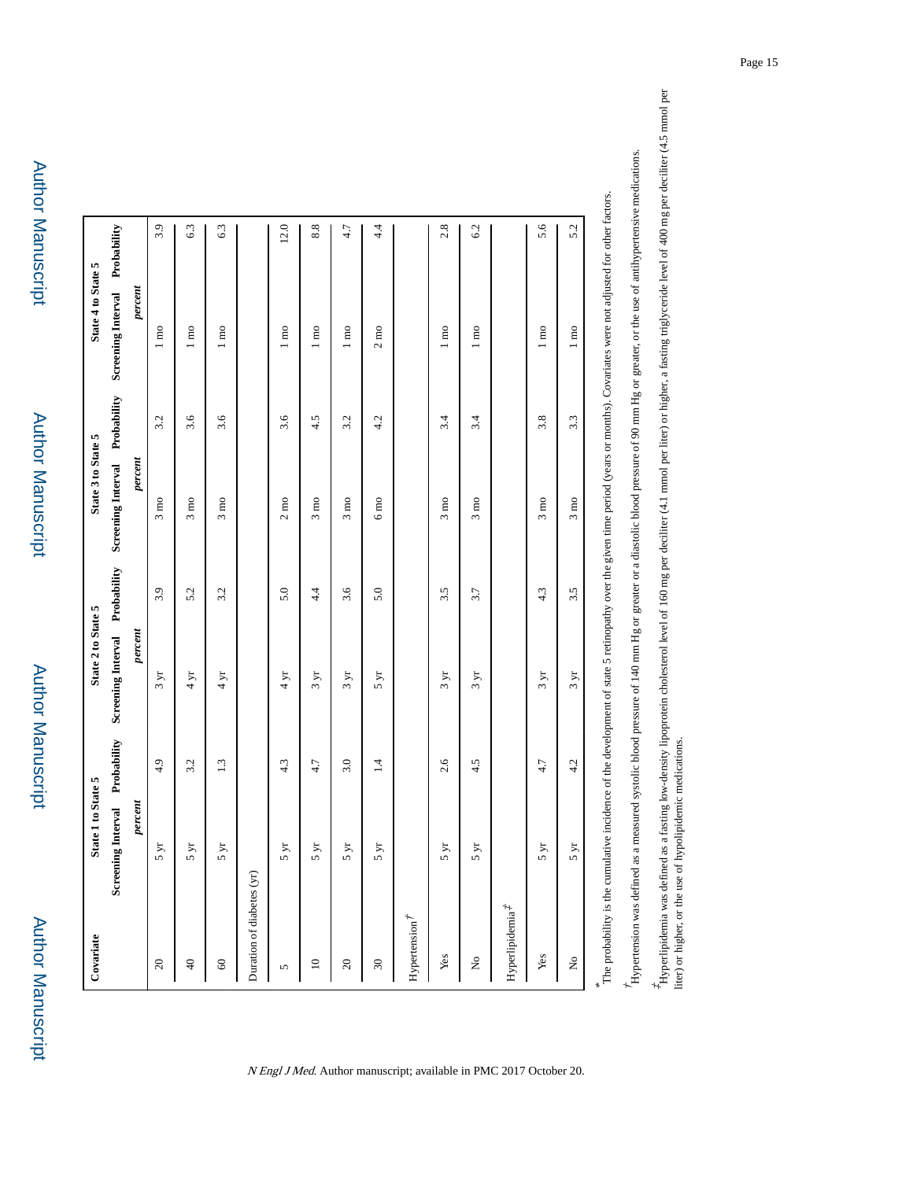| Covariate | State 1 to State 5 | | State 2 to State 5 | | State 3 to State 5 | | State 4 to State 5 | |
|---|---|---|---|---|---|---|---|---|
| | Screening Interval | Probability | Screening Interval | Probability | Screening Interval | Probability | Screening Interval | Probability |
| | | *percent* | | *percent* | | *percent* | | *percent* |
| 20 | 5 yr | 4.9 | 3 yr | 3.9 | 3 mo | 3.2 | 1 mo | 3.9 |
| 40 | 5 yr | 3.2 | 4 yr | 5.2 | 3 mo | 3.6 | 1 mo | 6.3 |
| 60 | 5 yr | 1.3 | 4 yr | 3.2 | 3 mo | 3.6 | 1 mo | 6.3 |
| Duration of diabetes (yr) | | | | | | | | |
| 5 | 5 yr | 4.3 | 4 yr | 5.0 | 2 mo | 3.6 | 1 mo | 12.0 |
| 10 | 5 yr | 4.7 | 3 yr | 4.4 | 3 mo | 4.5 | 1 mo | 8.8 |
| 20 | 5 yr | 3.0 | 3 yr | 3.6 | 3 mo | 3.2 | 1 mo | 4.7 |
| 30 | 5 yr | 1.4 | 5 yr | 5.0 | 6 mo | 4.2 | 2 mo | 4.4 |
| Hypertension[†] | | | | | | | | |
| Yes | 5 yr | 2.6 | 3 yr | 3.5 | 3 mo | 3.4 | 1 mo | 2.8 |
| No | 5 yr | 4.5 | 3 yr | 3.7 | 3 mo | 3.4 | 1 mo | 6.2 |
| Hyperlipidemia[‡] | | | | | | | | |
| Yes | 5 yr | 4.7 | 3 yr | 4.3 | 3 mo | 3.8 | 1 mo | 5.6 |
| No | 5 yr | 4.2 | 3 yr | 3.5 | 3 mo | 3.3 | 1 mo | 5.2 |

[*] The probability is the cumulative incidence of the development of state 5 retinopathy over the given time period (years or months). Covariates were not adjusted for other factors.

[†] Hypertension was defined as a measured systolic blood pressure of 140 mm Hg or greater or a diastolic blood pressure of 90 mm Hg or greater, or the use of antihypertensive medications.

[‡] Hyperlipidemia was defined as a fasting low-density lipoprotein cholesterol level of 160 mg per deciliter (4.1 mmol per liter) or higher, a fasting triglyceride level of 400 mg per deciliter (4.5 mmol per liter) or higher, or the use of hypolipidemic medications.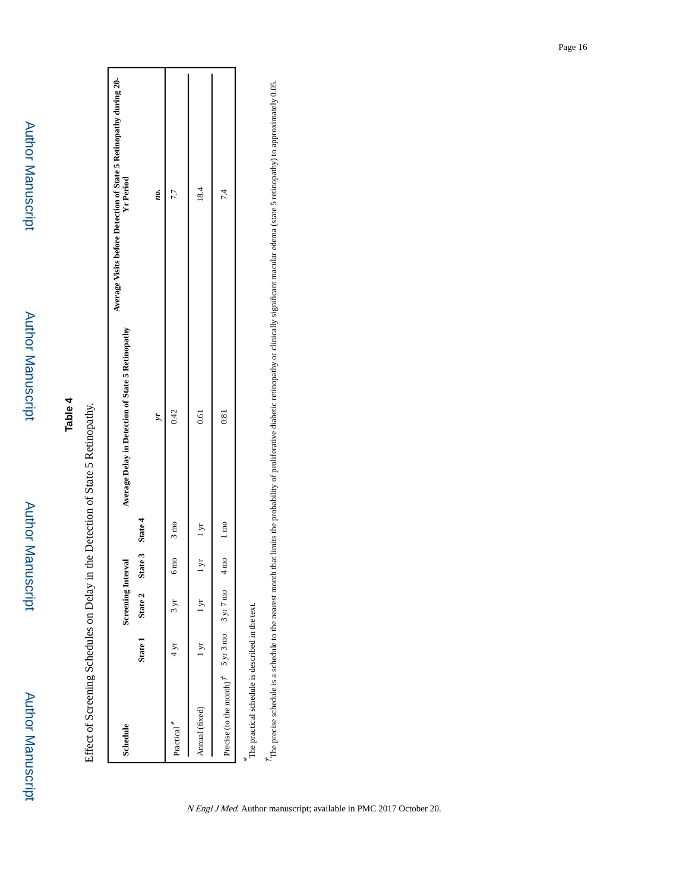**Table 4**

Effect of Screening Schedules on Delay in the Detection of State 5 Retinopathy.

| Schedule | Screening Interval | | | | Average Delay in Detection of State 5 Retinopathy | Average Visits before Detection of State 5 Retinopathy during 20-Yr Period |
|---|---|---|---|---|---|---|
| | State 1 | State 2 | State 3 | State 4 | *yr* | *no.* |
| Practical* | 4 yr | 3 yr | 6 mo | 3 mo | 0.42 | 7.7 |
| Annual (fixed) | 1 yr | 1 yr | 1 yr | 1 yr | 0.61 | 18.4 |
| Precise (to the month)† | 5 yr 3 mo | 3 yr 7 mo | 4 mo | 1 mo | 0.81 | 7.4 |

*The practical schedule is described in the text.

†The precise schedule is a schedule to the nearest month that limits the probability of proliferative diabetic retinopathy or clinically significant macular edema (state 5 retinopathy) to approximately 0.05.